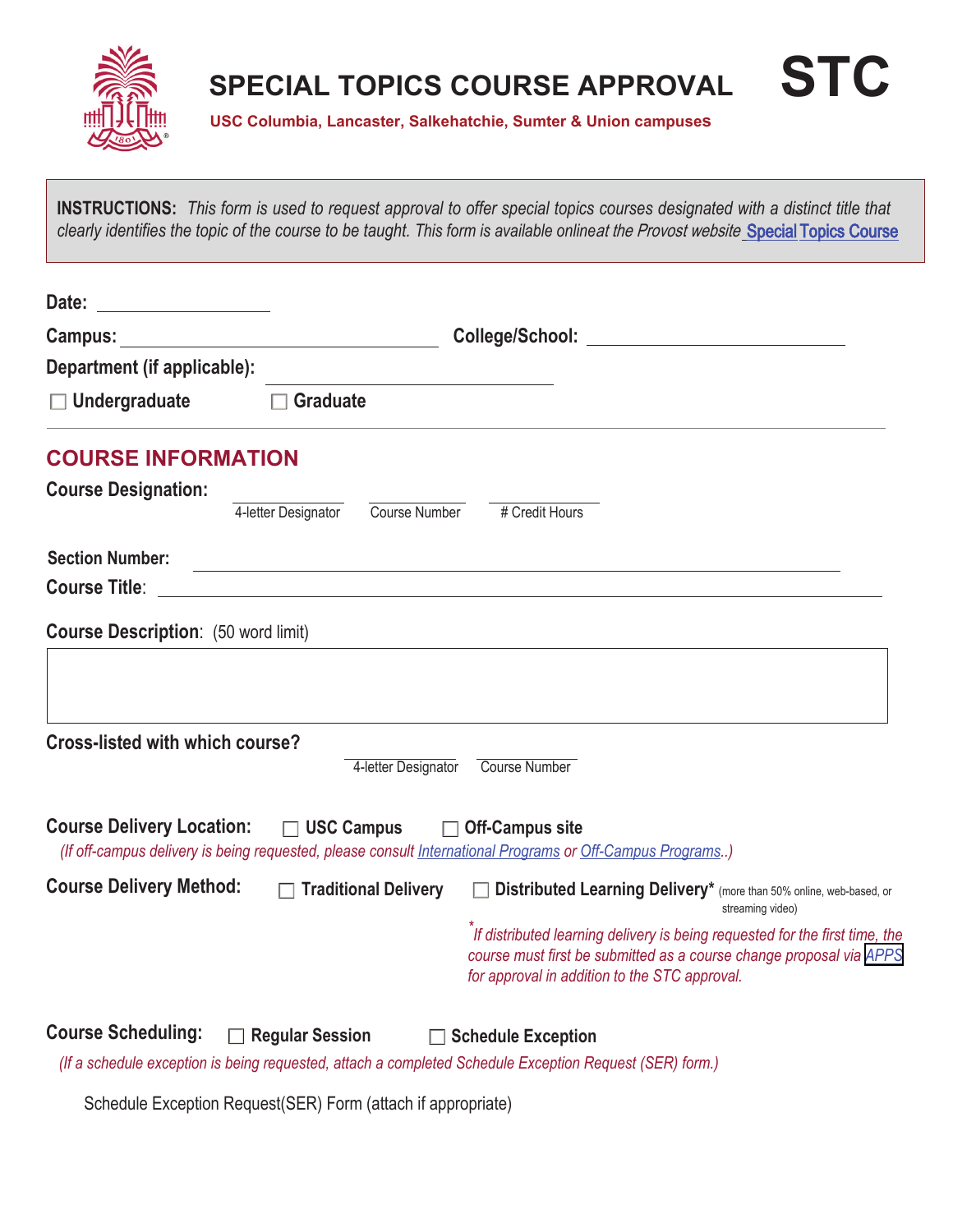# SPECIAL TOPICS COURSE APPROVAL **STC**

**USC Columbia, Lancaster, Salkehatchie, Sumter & Union campuses**

**INSTRUCTIONS:** *This form is used to request approval to offer special topics courses designated with a distinct title that clearly identifies the topic of the course to be taught. This form is available onlineat the Provost website* Special Topics Course

**Date:** ____________________

**Campus:** ________________________________ **College/School:** ____________________________

**Department (if applicable):** ________________________________

☐ **Undergraduate** ☐ **Graduate**

## COURSE INFORMATION

**Course Designation:** ____________ ____________ ____________
4-letter Designator / Course Number / # Credit Hours

**Section Number:** ________________________________________________

**Course Title**: ________________________________________________

**Course Description**: (50 word limit)

| |
|---|
| |

**Cross-listed with which course?** ____________ ____________
4-letter Designator / Course Number

**Course Delivery Location:** ☐ **USC Campus** ☐ **Off-Campus site**

*(If off-campus delivery is being requested, please consult International Programs or Off-Campus Programs..)*

**Course Delivery Method:** ☐ **Traditional Delivery** ☐ **Distributed Learning Delivery*** (more than 50% online, web-based, or streaming video)

*\*If distributed learning delivery is being requested for the first time, the course must first be submitted as a course change proposal via APPS for approval in addition to the STC approval.*

**Course Scheduling:** ☐ **Regular Session** ☐ **Schedule Exception**

*(If a schedule exception is being requested, attach a completed Schedule Exception Request (SER) form.)*

Schedule Exception Request(SER) Form (attach if appropriate)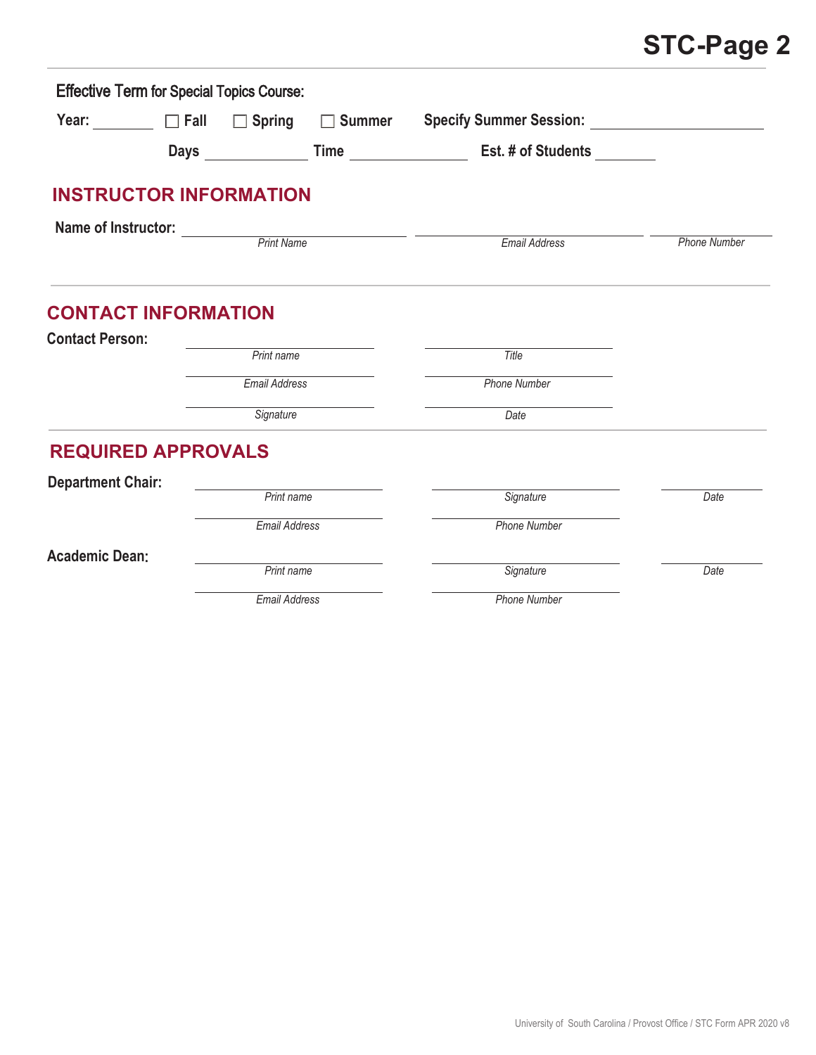# STC-Page 2

Effective Term for Special Topics Course:

**Year:** ________ ☐ **Fall** ☐ **Spring** ☐ **Summer** **Specify Summer Session:** ____________________

**Days** ____________ **Time** ______________ **Est. # of Students** ________

## INSTRUCTOR INFORMATION

**Name of Instructor:**

| | | |
|---|---|---|
| *Print Name* | *Email Address* | *Phone Number* |

## CONTACT INFORMATION

**Contact Person:**

| | |
|---|---|
| *Print name* | *Title* |
| *Email Address* | *Phone Number* |
| *Signature* | *Date* |

## REQUIRED APPROVALS

**Department Chair:**

| | | |
|---|---|---|
| *Print name* | *Signature* | *Date* |
| *Email Address* | *Phone Number* | |

**Academic Dean:**

| | | |
|---|---|---|
| *Print name* | *Signature* | *Date* |
| *Email Address* | *Phone Number* | |